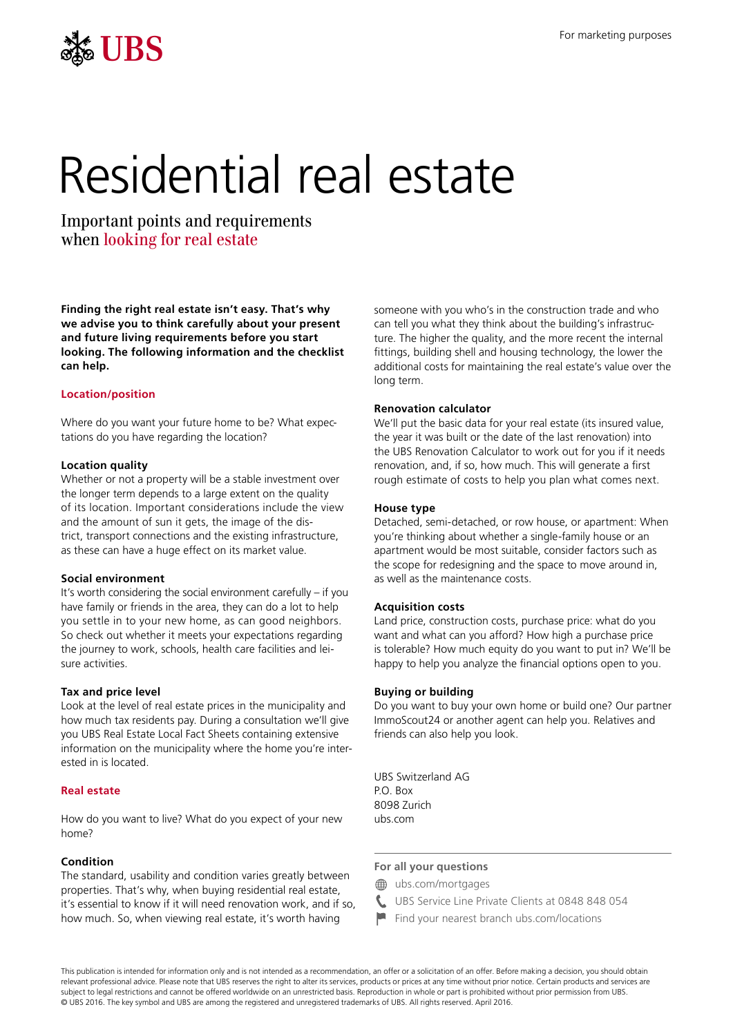For marketing purposes

# Residential real estate

Important points and requirements when looking for real estate

**Finding the right real estate isn't easy. That's why we advise you to think carefully about your present and future living requirements before you start looking. The following information and the checklist can help.**

## Location/position

Where do you want your future home to be? What expectations do you have regarding the location?

### Location quality

Whether or not a property will be a stable investment over the longer term depends to a large extent on the quality of its location. Important considerations include the view and the amount of sun it gets, the image of the district, transport connections and the existing infrastructure, as these can have a huge effect on its market value.

### Social environment

It's worth considering the social environment carefully – if you have family or friends in the area, they can do a lot to help you settle in to your new home, as can good neighbors. So check out whether it meets your expectations regarding the journey to work, schools, health care facilities and leisure activities.

### Tax and price level

Look at the level of real estate prices in the municipality and how much tax residents pay. During a consultation we'll give you UBS Real Estate Local Fact Sheets containing extensive information on the municipality where the home you're interested in is located.

## Real estate

How do you want to live? What do you expect of your new home?

### Condition

The standard, usability and condition varies greatly between properties. That's why, when buying residential real estate, it's essential to know if it will need renovation work, and if so, how much. So, when viewing real estate, it's worth having someone with you who's in the construction trade and who can tell you what they think about the building's infrastructure. The higher the quality, and the more recent the internal fittings, building shell and housing technology, the lower the additional costs for maintaining the real estate's value over the long term.

### Renovation calculator

We'll put the basic data for your real estate (its insured value, the year it was built or the date of the last renovation) into the UBS Renovation Calculator to work out for you if it needs renovation, and, if so, how much. This will generate a first rough estimate of costs to help you plan what comes next.

### House type

Detached, semi-detached, or row house, or apartment: When you're thinking about whether a single-family house or an apartment would be most suitable, consider factors such as the scope for redesigning and the space to move around in, as well as the maintenance costs.

### Acquisition costs

Land price, construction costs, purchase price: what do you want and what can you afford? How high a purchase price is tolerable? How much equity do you want to put in? We'll be happy to help you analyze the financial options open to you.

### Buying or building

Do you want to buy your own home or build one? Our partner ImmoScout24 or another agent can help you. Relatives and friends can also help you look.

UBS Switzerland AG
P.O. Box
8098 Zurich
ubs.com

**For all your questions**

- ubs.com/mortgages
- UBS Service Line Private Clients at 0848 848 054
- Find your nearest branch ubs.com/locations

This publication is intended for information only and is not intended as a recommendation, an offer or a solicitation of an offer. Before making a decision, you should obtain relevant professional advice. Please note that UBS reserves the right to alter its services, products or prices at any time without prior notice. Certain products and services are subject to legal restrictions and cannot be offered worldwide on an unrestricted basis. Reproduction in whole or part is prohibited without prior permission from UBS. © UBS 2016. The key symbol and UBS are among the registered and unregistered trademarks of UBS. All rights reserved. April 2016.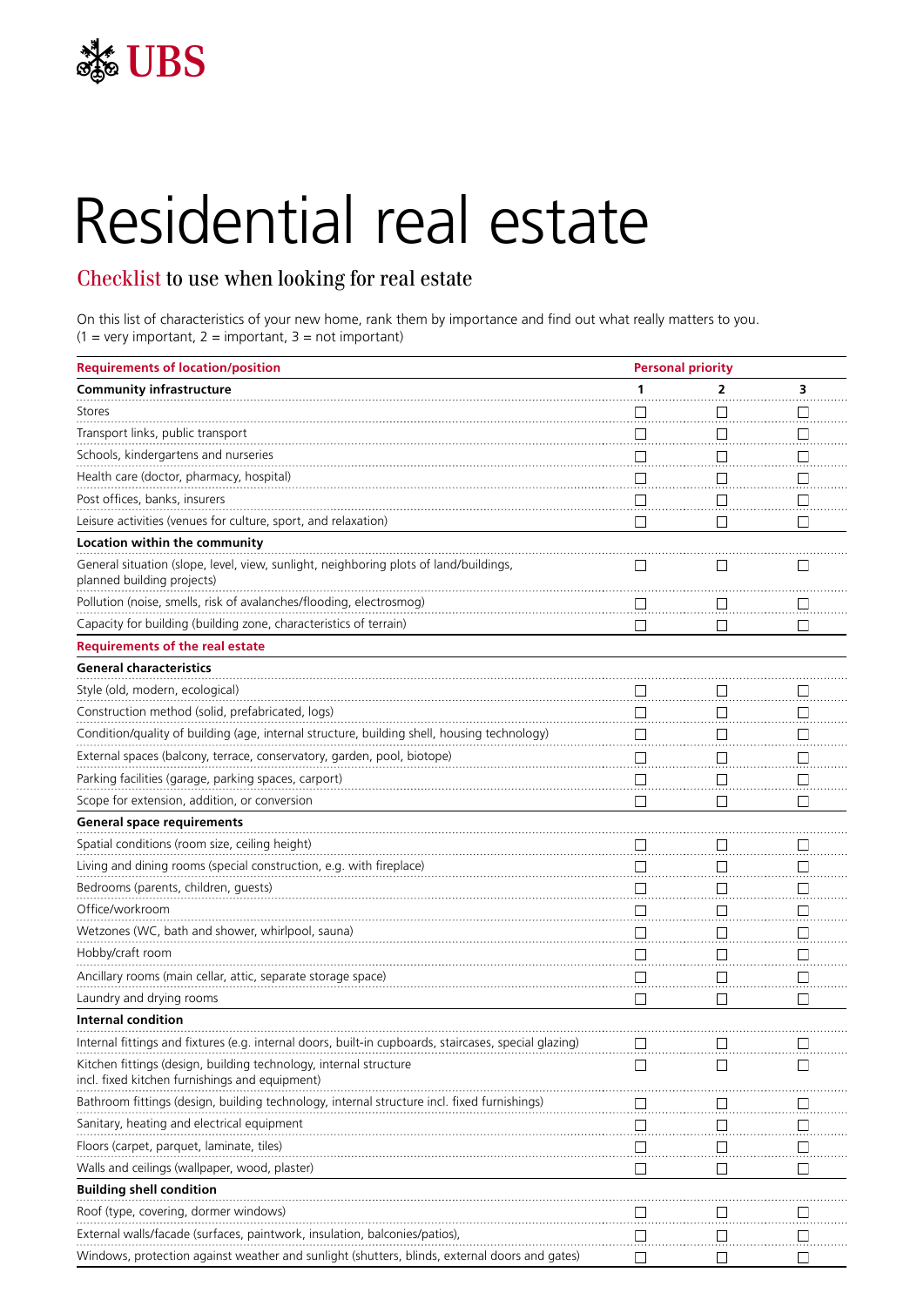UBS

# Residential real estate

## Checklist to use when looking for real estate

On this list of characteristics of your new home, rank them by importance and find out what really matters to you.
(1 = very important, 2 = important, 3 = not important)

| Requirements of location/position | Personal priority | | |
|---|---|---|---|
| **Community infrastructure** | **1** | **2** | **3** |
| Stores | ☐ | ☐ | ☐ |
| Transport links, public transport | ☐ | ☐ | ☐ |
| Schools, kindergartens and nurseries | ☐ | ☐ | ☐ |
| Health care (doctor, pharmacy, hospital) | ☐ | ☐ | ☐ |
| Post offices, banks, insurers | ☐ | ☐ | ☐ |
| Leisure activities (venues for culture, sport, and relaxation) | ☐ | ☐ | ☐ |
| **Location within the community** | | | |
| General situation (slope, level, view, sunlight, neighboring plots of land/buildings, planned building projects) | ☐ | ☐ | ☐ |
| Pollution (noise, smells, risk of avalanches/flooding, electrosmog) | ☐ | ☐ | ☐ |
| Capacity for building (building zone, characteristics of terrain) | ☐ | ☐ | ☐ |
| **Requirements of the real estate** | | | |
| **General characteristics** | | | |
| Style (old, modern, ecological) | ☐ | ☐ | ☐ |
| Construction method (solid, prefabricated, logs) | ☐ | ☐ | ☐ |
| Condition/quality of building (age, internal structure, building shell, housing technology) | ☐ | ☐ | ☐ |
| External spaces (balcony, terrace, conservatory, garden, pool, biotope) | ☐ | ☐ | ☐ |
| Parking facilities (garage, parking spaces, carport) | ☐ | ☐ | ☐ |
| Scope for extension, addition, or conversion | ☐ | ☐ | ☐ |
| **General space requirements** | | | |
| Spatial conditions (room size, ceiling height) | ☐ | ☐ | ☐ |
| Living and dining rooms (special construction, e.g. with fireplace) | ☐ | ☐ | ☐ |
| Bedrooms (parents, children, guests) | ☐ | ☐ | ☐ |
| Office/workroom | ☐ | ☐ | ☐ |
| Wetzones (WC, bath and shower, whirlpool, sauna) | ☐ | ☐ | ☐ |
| Hobby/craft room | ☐ | ☐ | ☐ |
| Ancillary rooms (main cellar, attic, separate storage space) | ☐ | ☐ | ☐ |
| Laundry and drying rooms | ☐ | ☐ | ☐ |
| **Internal condition** | | | |
| Internal fittings and fixtures (e.g. internal doors, built-in cupboards, staircases, special glazing) | ☐ | ☐ | ☐ |
| Kitchen fittings (design, building technology, internal structure incl. fixed kitchen furnishings and equipment) | ☐ | ☐ | ☐ |
| Bathroom fittings (design, building technology, internal structure incl. fixed furnishings) | ☐ | ☐ | ☐ |
| Sanitary, heating and electrical equipment | ☐ | ☐ | ☐ |
| Floors (carpet, parquet, laminate, tiles) | ☐ | ☐ | ☐ |
| Walls and ceilings (wallpaper, wood, plaster) | ☐ | ☐ | ☐ |
| **Building shell condition** | | | |
| Roof (type, covering, dormer windows) | ☐ | ☐ | ☐ |
| External walls/facade (surfaces, paintwork, insulation, balconies/patios), | ☐ | ☐ | ☐ |
| Windows, protection against weather and sunlight (shutters, blinds, external doors and gates) | ☐ | ☐ | ☐ |